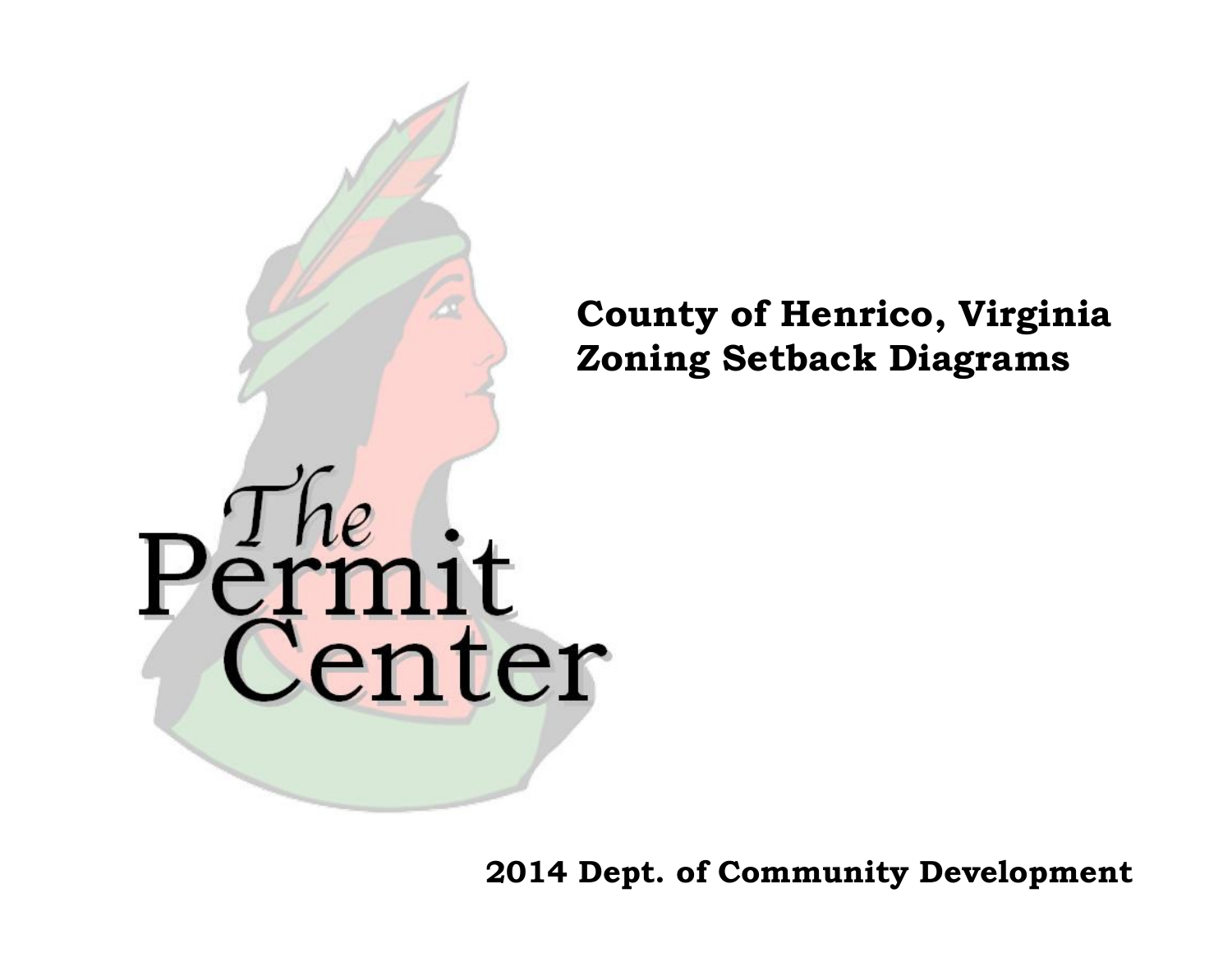The Permit Center

# County of Henrico, Virginia
# Zoning Setback Diagrams

**2014 Dept. of Community Development**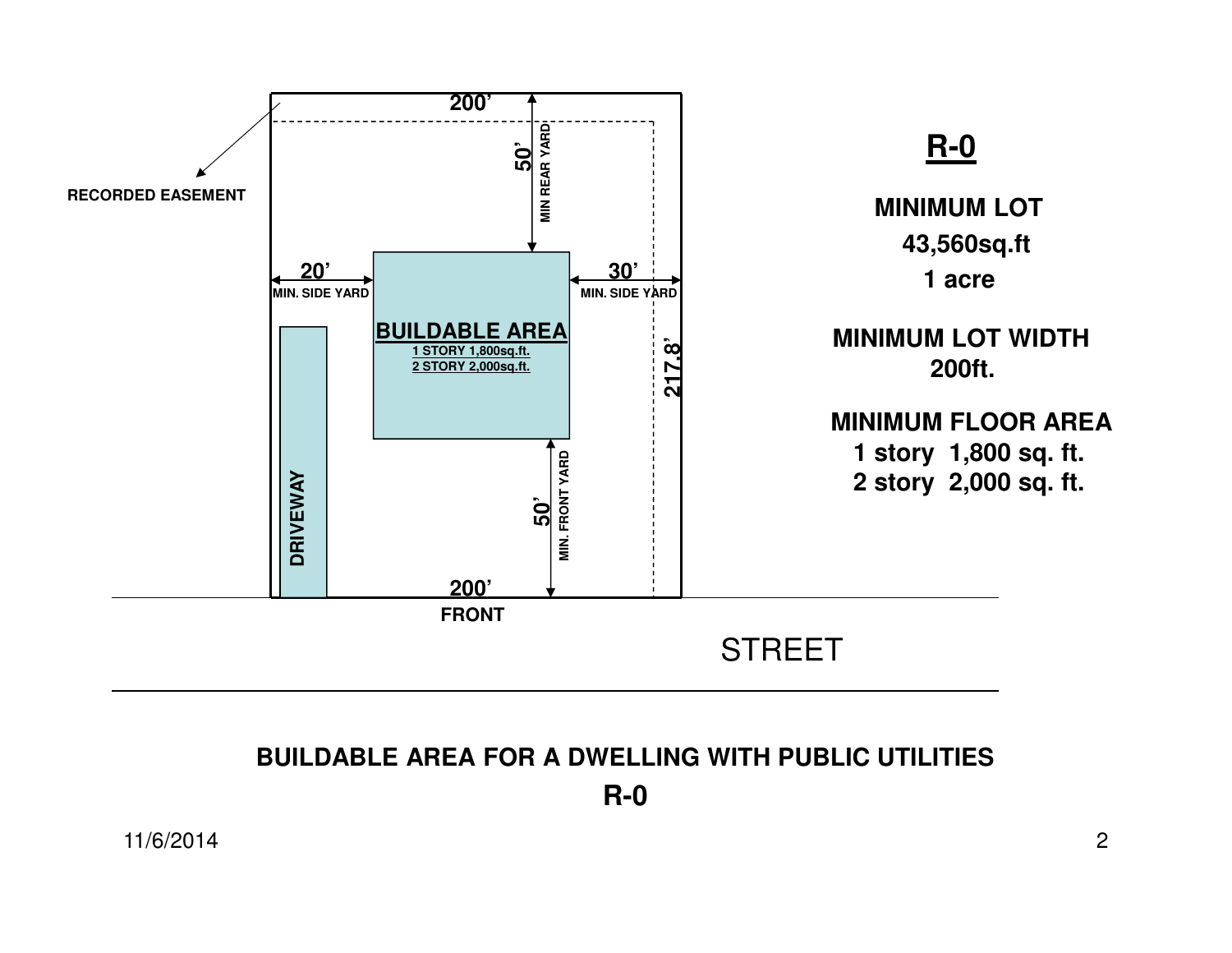RECORDED EASEMENT

200'

50'
MIN REAR YARD

20'
MIN. SIDE YARD

30'
MIN. SIDE YARD

**BUILDABLE AREA**
1 STORY 1,800sq.ft.
2 STORY 2,000sq.ft.

217.8'

DRIVEWAY

50'
MIN. FRONT YARD

200'
FRONT

STREET

## R-0

**MINIMUM LOT**
**43,560sq.ft**
**1 acre**

**MINIMUM LOT WIDTH**
**200ft.**

**MINIMUM FLOOR AREA**
**1 story 1,800 sq. ft.**
**2 story 2,000 sq. ft.**

**BUILDABLE AREA FOR A DWELLING WITH PUBLIC UTILITIES**

**R-0**

11/6/2014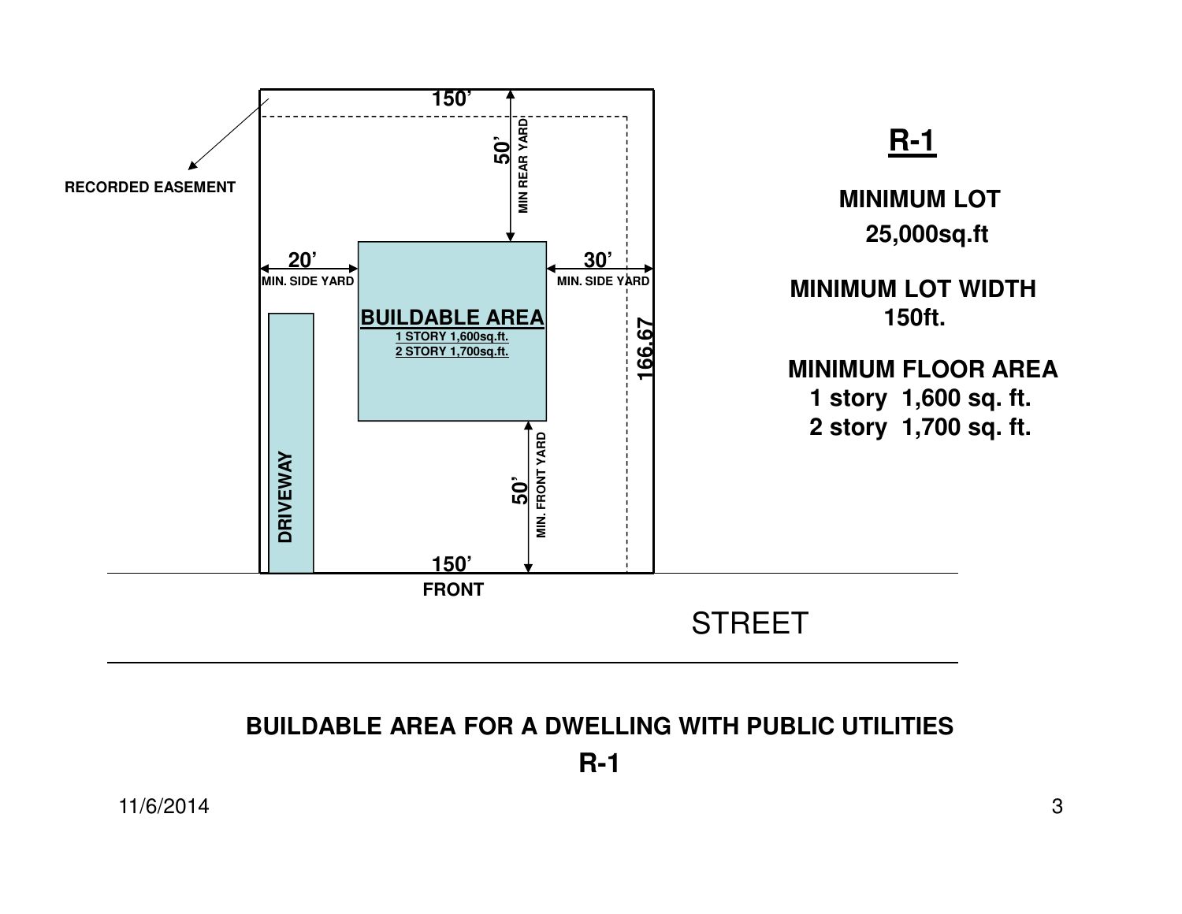# R-1

**MINIMUM LOT**
**25,000sq.ft**

**MINIMUM LOT WIDTH**
**150ft.**

**MINIMUM FLOOR AREA**
**1 story 1,600 sq. ft.**
**2 story 1,700 sq. ft.**

150'

RECORDED EASEMENT

50' MIN REAR YARD

20' MIN. SIDE YARD

30' MIN. SIDE YARD

BUILDABLE AREA
1 STORY 1,600sq.ft.
2 STORY 1,700sq.ft.

166.67

DRIVEWAY

50' MIN. FRONT YARD

150'

FRONT

STREET

**BUILDABLE AREA FOR A DWELLING WITH PUBLIC UTILITIES**

**R-1**

11/6/2014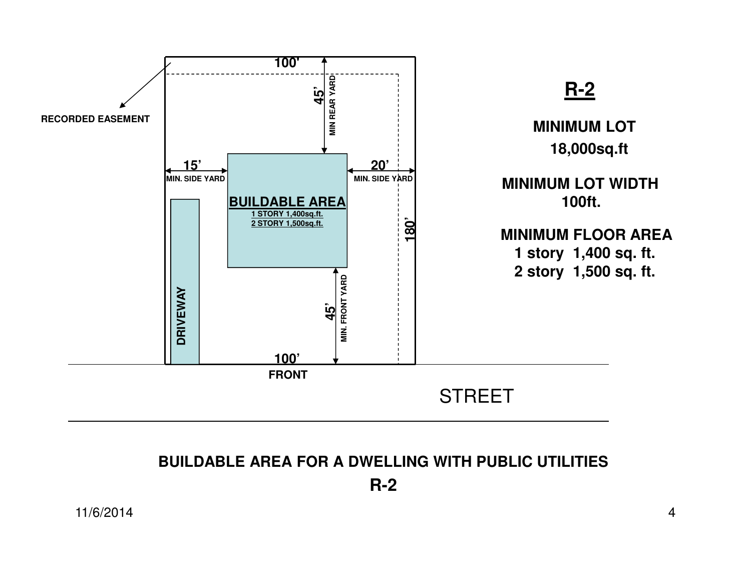100'

RECORDED EASEMENT

45' MIN REAR YARD

15' MIN. SIDE YARD

20' MIN. SIDE YARD

**BUILDABLE AREA**

1 STORY 1,400sq.ft.

2 STORY 1,500sq.ft.

180'

DRIVEWAY

45' MIN. FRONT YARD

100'

FRONT

STREET

## R-2

**MINIMUM LOT**
**18,000sq.ft**

**MINIMUM LOT WIDTH**
**100ft.**

**MINIMUM FLOOR AREA**
**1 story 1,400 sq. ft.**
**2 story 1,500 sq. ft.**

**BUILDABLE AREA FOR A DWELLING WITH PUBLIC UTILITIES**

**R-2**

11/6/2014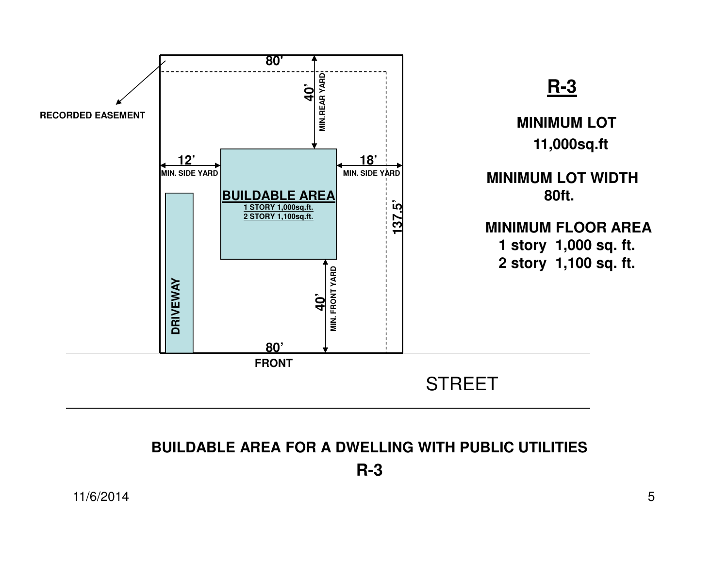80'

RECORDED EASEMENT

40' MIN. REAR YARD

12' MIN. SIDE YARD

18' MIN. SIDE YARD

**BUILDABLE AREA**

1 STORY 1,000sq.ft.

2 STORY 1,100sq.ft.

137.5'

DRIVEWAY

40' MIN. FRONT YARD

80'

FRONT

STREET

## R-3

**MINIMUM LOT**
**11,000sq.ft**

**MINIMUM LOT WIDTH**
**80ft.**

**MINIMUM FLOOR AREA**
**1 story 1,000 sq. ft.**
**2 story 1,100 sq. ft.**

**BUILDABLE AREA FOR A DWELLING WITH PUBLIC UTILITIES**

**R-3**

11/6/2014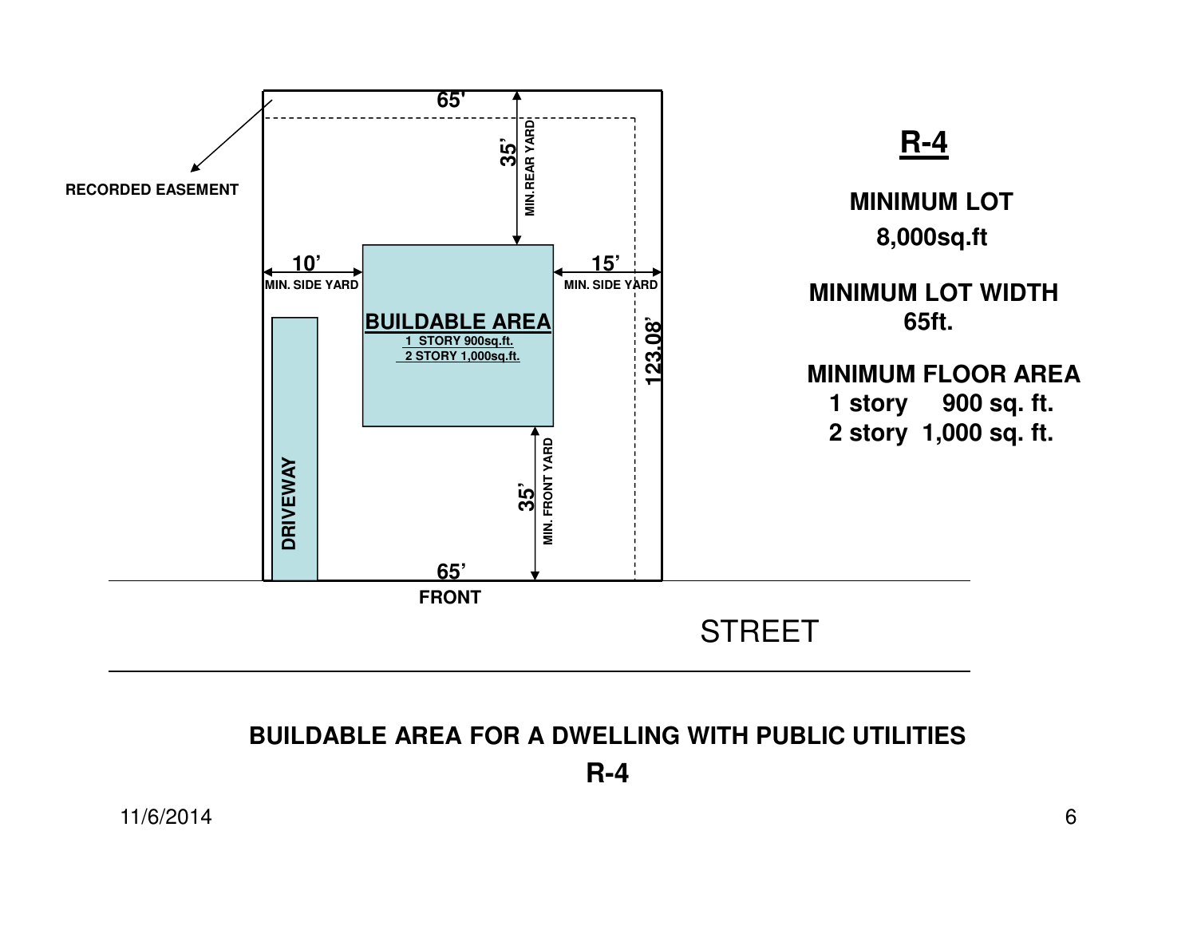RECORDED EASEMENT

65'

35'
MIN.REAR YARD

10'
MIN. SIDE YARD

15'
MIN. SIDE YARD

BUILDABLE AREA
1 STORY 900sq.ft.
2 STORY 1,000sq.ft.

123.08'

DRIVEWAY

35'
MIN. FRONT YARD

65'
FRONT

STREET

## R-4

**MINIMUM LOT**
**8,000sq.ft**

**MINIMUM LOT WIDTH**
**65ft.**

**MINIMUM FLOOR AREA**
**1 story 900 sq. ft.**
**2 story 1,000 sq. ft.**

**BUILDABLE AREA FOR A DWELLING WITH PUBLIC UTILITIES**

**R-4**

11/6/2014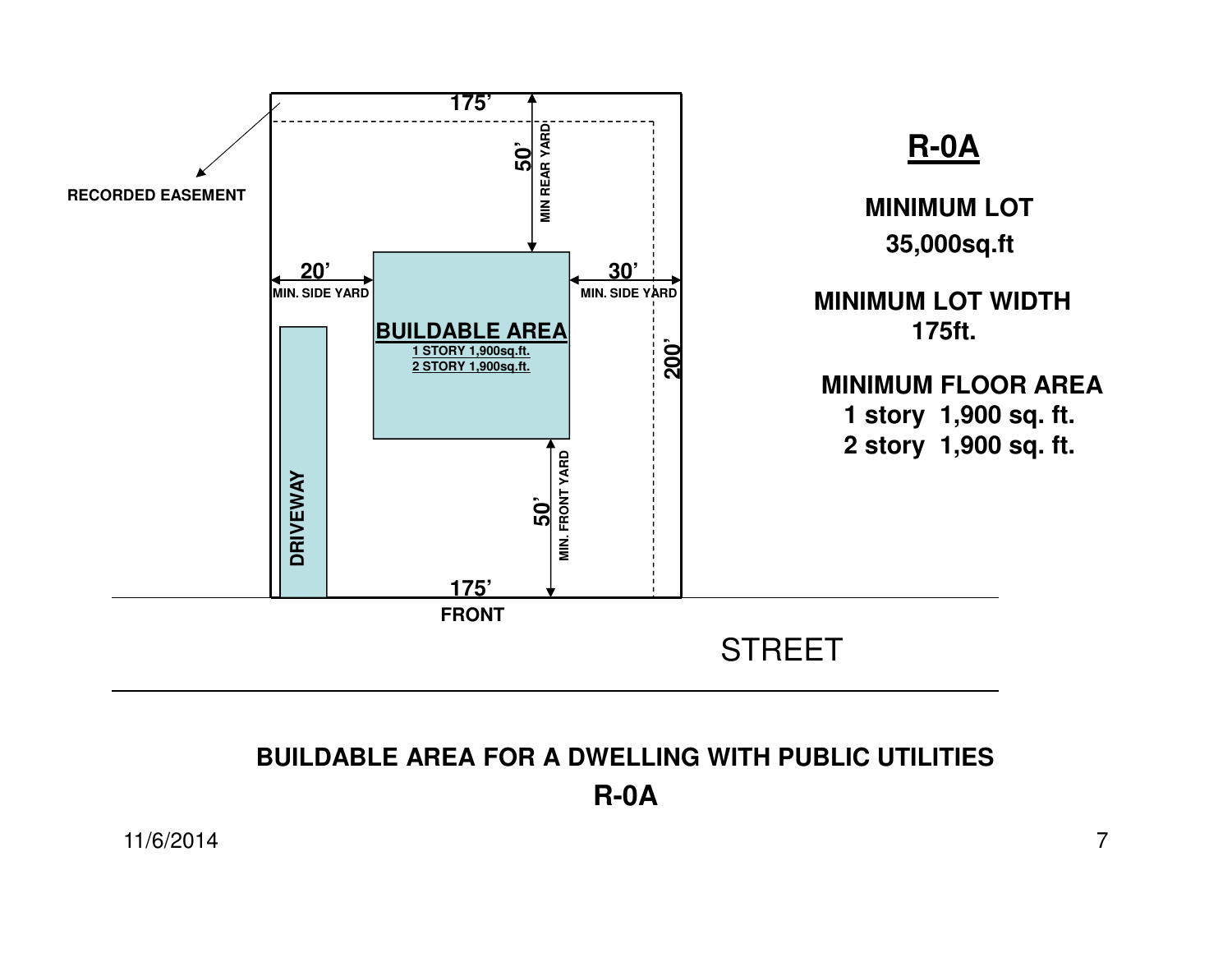# R-0A

**MINIMUM LOT**
**35,000sq.ft**

**MINIMUM LOT WIDTH**
**175ft.**

**MINIMUM FLOOR AREA**
**1 story 1,900 sq. ft.**
**2 story 1,900 sq. ft.**

175'

RECORDED EASEMENT

50'
MIN REAR YARD

20'
MIN. SIDE YARD

30'
MIN. SIDE YARD

BUILDABLE AREA
1 STORY 1,900sq.ft.
2 STORY 1,900sq.ft.

200'

DRIVEWAY

50'
MIN. FRONT YARD

175'
FRONT

STREET

**BUILDABLE AREA FOR A DWELLING WITH PUBLIC UTILITIES**

**R-0A**

11/6/2014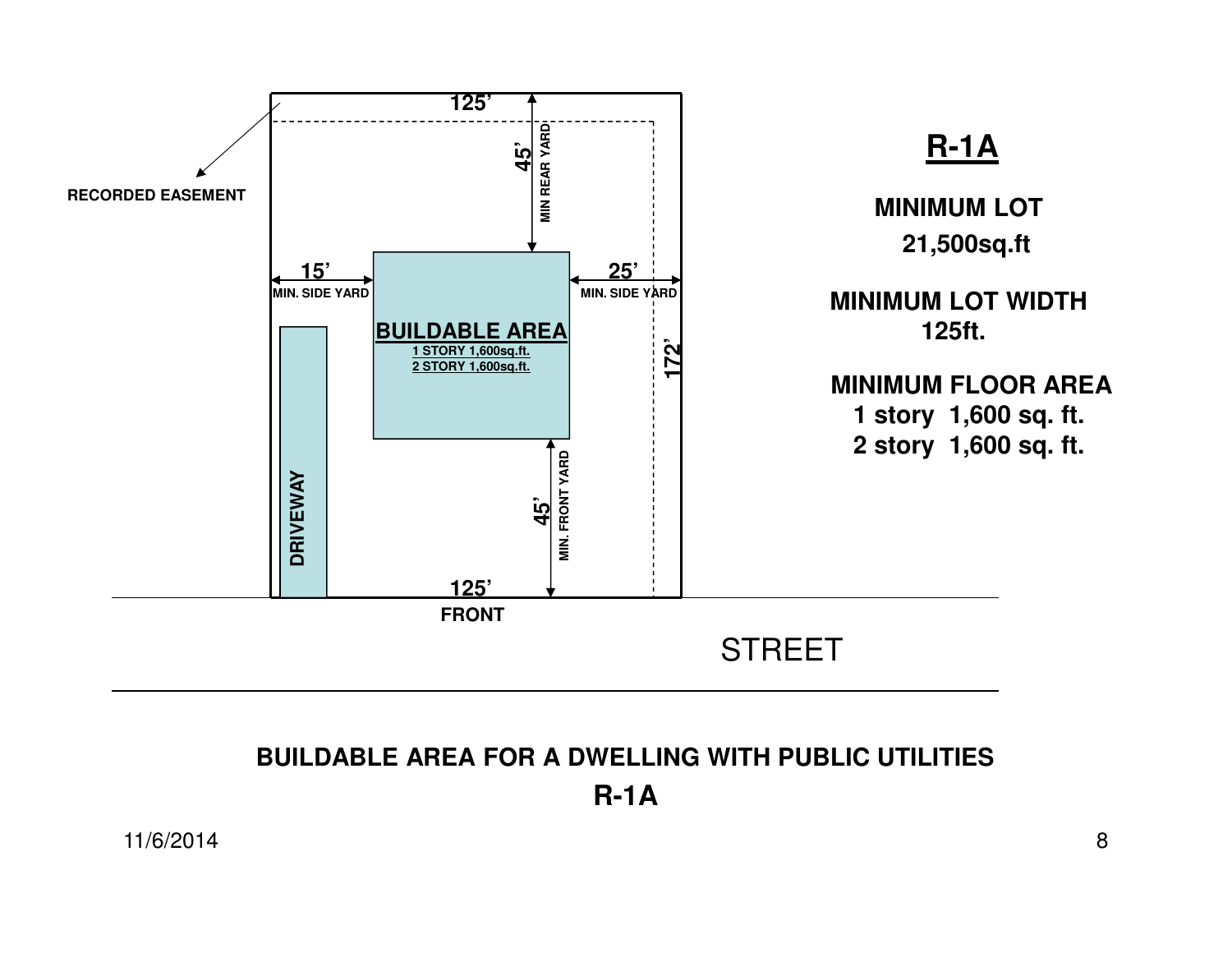125’

45’ MIN REAR YARD

RECORDED EASEMENT

15’ MIN. SIDE YARD

25’ MIN. SIDE YARD

**BUILDABLE AREA**

1 STORY 1,600sq.ft.

2 STORY 1,600sq.ft.

172’

DRIVEWAY

45’ MIN. FRONT YARD

125’

FRONT

STREET

## R-1A

**MINIMUM LOT**
**21,500sq.ft**

**MINIMUM LOT WIDTH**
**125ft.**

**MINIMUM FLOOR AREA**
**1 story 1,600 sq. ft.**
**2 story 1,600 sq. ft.**

**BUILDABLE AREA FOR A DWELLING WITH PUBLIC UTILITIES**

**R-1A**

11/6/2014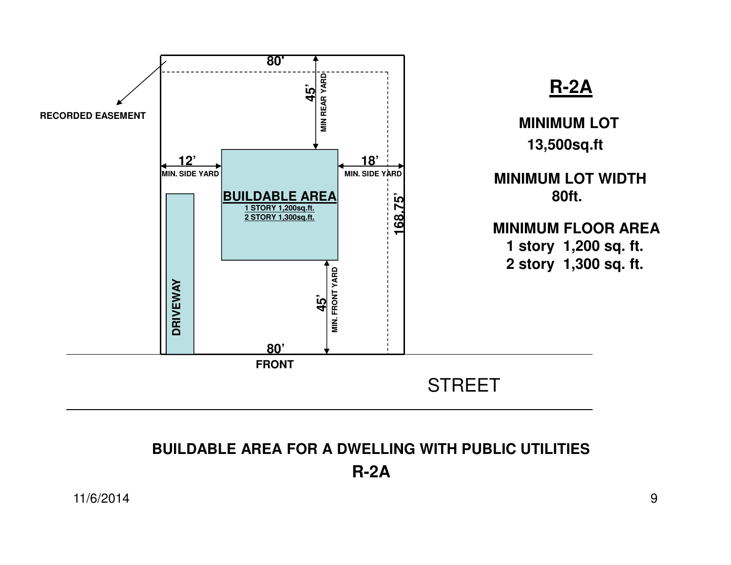RECORDED EASEMENT

80'

45'
MIN REAR YARD

12'
MIN. SIDE YARD

18'
MIN. SIDE YARD

**BUILDABLE AREA**
1 STORY 1,200sq.ft.
2 STORY 1,300sq.ft.

168.75'

DRIVEWAY

45'
MIN. FRONT YARD

80'
FRONT

STREET

## R-2A

**MINIMUM LOT**
**13,500sq.ft**

**MINIMUM LOT WIDTH**
**80ft.**

**MINIMUM FLOOR AREA**
**1 story 1,200 sq. ft.**
**2 story 1,300 sq. ft.**

**BUILDABLE AREA FOR A DWELLING WITH PUBLIC UTILITIES**

**R-2A**

11/6/2014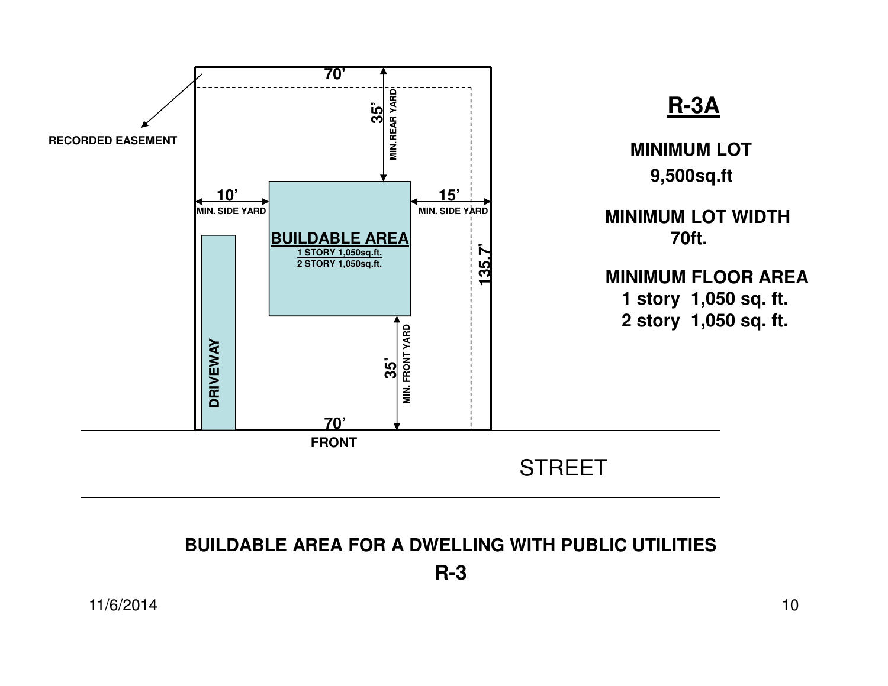RECORDED EASEMENT

70'

35'
MIN.REAR YARD

10'
MIN. SIDE YARD

15'
MIN. SIDE YARD

**BUILDABLE AREA**
1 STORY 1,050sq.ft.
2 STORY 1,050sq.ft.

135.7'

DRIVEWAY

35'
MIN. FRONT YARD

70'
FRONT

STREET

# R-3A

**MINIMUM LOT**
**9,500sq.ft**

**MINIMUM LOT WIDTH**
**70ft.**

**MINIMUM FLOOR AREA**
**1 story 1,050 sq. ft.**
**2 story 1,050 sq. ft.**

**BUILDABLE AREA FOR A DWELLING WITH PUBLIC UTILITIES**

**R-3**

11/6/2014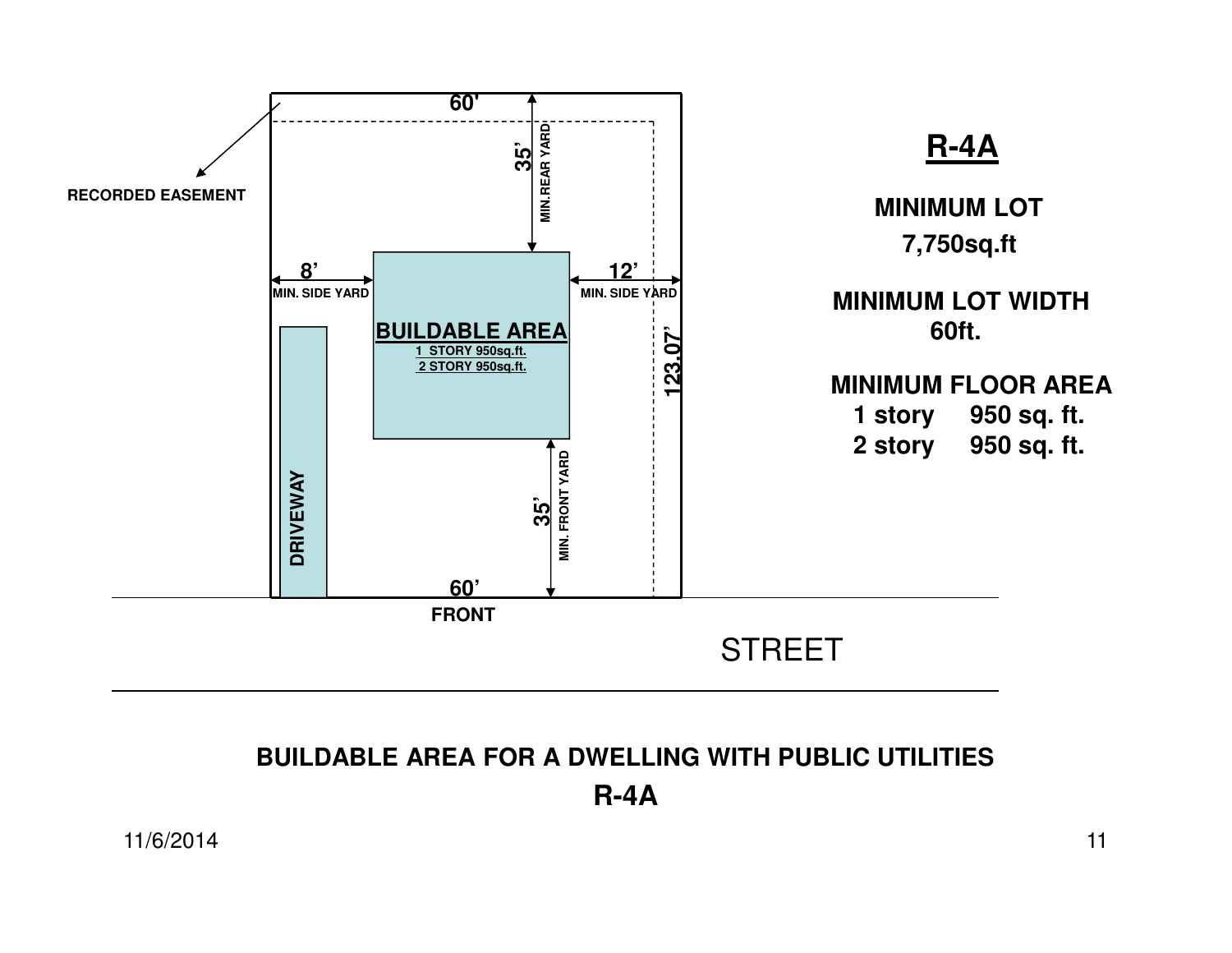60'

RECORDED EASEMENT

35'
MIN.REAR YARD

8'
MIN. SIDE YARD

12'
MIN. SIDE YARD

**BUILDABLE AREA**
1 STORY 950sq.ft.
2 STORY 950sq.ft.

123.07'

DRIVEWAY

35'
MIN. FRONT YARD

60'
FRONT

STREET

# R-4A

**MINIMUM LOT**
**7,750sq.ft**

**MINIMUM LOT WIDTH**
**60ft.**

**MINIMUM FLOOR AREA**

**1 story 950 sq. ft.**
**2 story 950 sq. ft.**

**BUILDABLE AREA FOR A DWELLING WITH PUBLIC UTILITIES**

**R-4A**

11/6/2014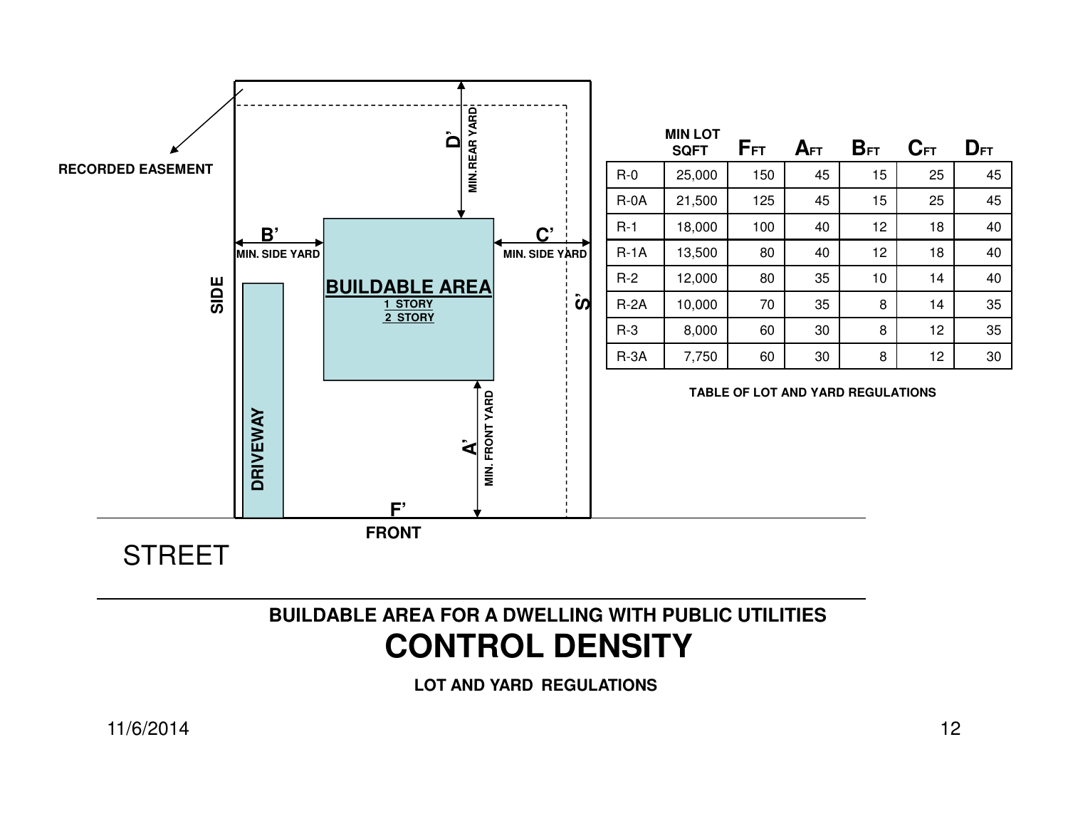RECORDED EASEMENT

D' MIN.REAR YARD

B' MIN. SIDE YARD

C' MIN. SIDE YARD

SIDE

S'

BUILDABLE AREA

1 STORY

2 STORY

DRIVEWAY

A' MIN. FRONT YARD

F'

FRONT

STREET

| | MIN LOT SQFT | $F_{FT}$ | $A_{FT}$ | $B_{FT}$ | $C_{FT}$ | $D_{FT}$ |
|---|---|---|---|---|---|---|
| R-0 | 25,000 | 150 | 45 | 15 | 25 | 45 |
| R-0A | 21,500 | 125 | 45 | 15 | 25 | 45 |
| R-1 | 18,000 | 100 | 40 | 12 | 18 | 40 |
| R-1A | 13,500 | 80 | 40 | 12 | 18 | 40 |
| R-2 | 12,000 | 80 | 35 | 10 | 14 | 40 |
| R-2A | 10,000 | 70 | 35 | 8 | 14 | 35 |
| R-3 | 8,000 | 60 | 30 | 8 | 12 | 35 |
| R-3A | 7,750 | 60 | 30 | 8 | 12 | 30 |

TABLE OF LOT AND YARD REGULATIONS

**BUILDABLE AREA FOR A DWELLING WITH PUBLIC UTILITIES**

# CONTROL DENSITY

**LOT AND YARD REGULATIONS**

11/6/2014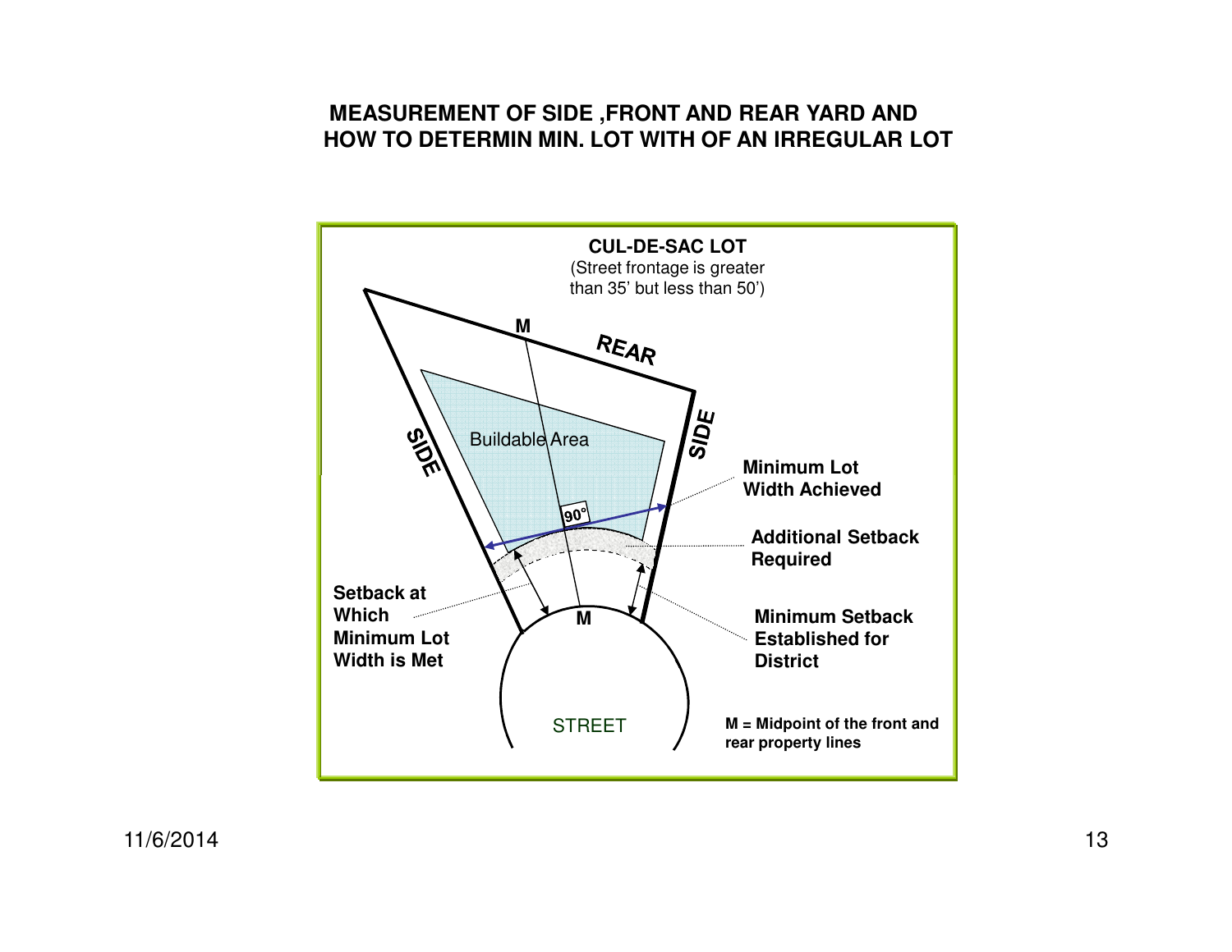# MEASUREMENT OF SIDE ,FRONT AND REAR YARD AND HOW TO DETERMIN MIN. LOT WITH OF AN IRREGULAR LOT

**CUL-DE-SAC LOT**
(Street frontage is greater than 35' but less than 50')

M

**REAR**

**SIDE**

**SIDE**

Buildable Area

90°

**Minimum Lot Width Achieved**

**Additional Setback Required**

**Setback at Which Minimum Lot Width is Met**

M

**Minimum Setback Established for District**

STREET

**M = Midpoint of the front and rear property lines**

11/6/2014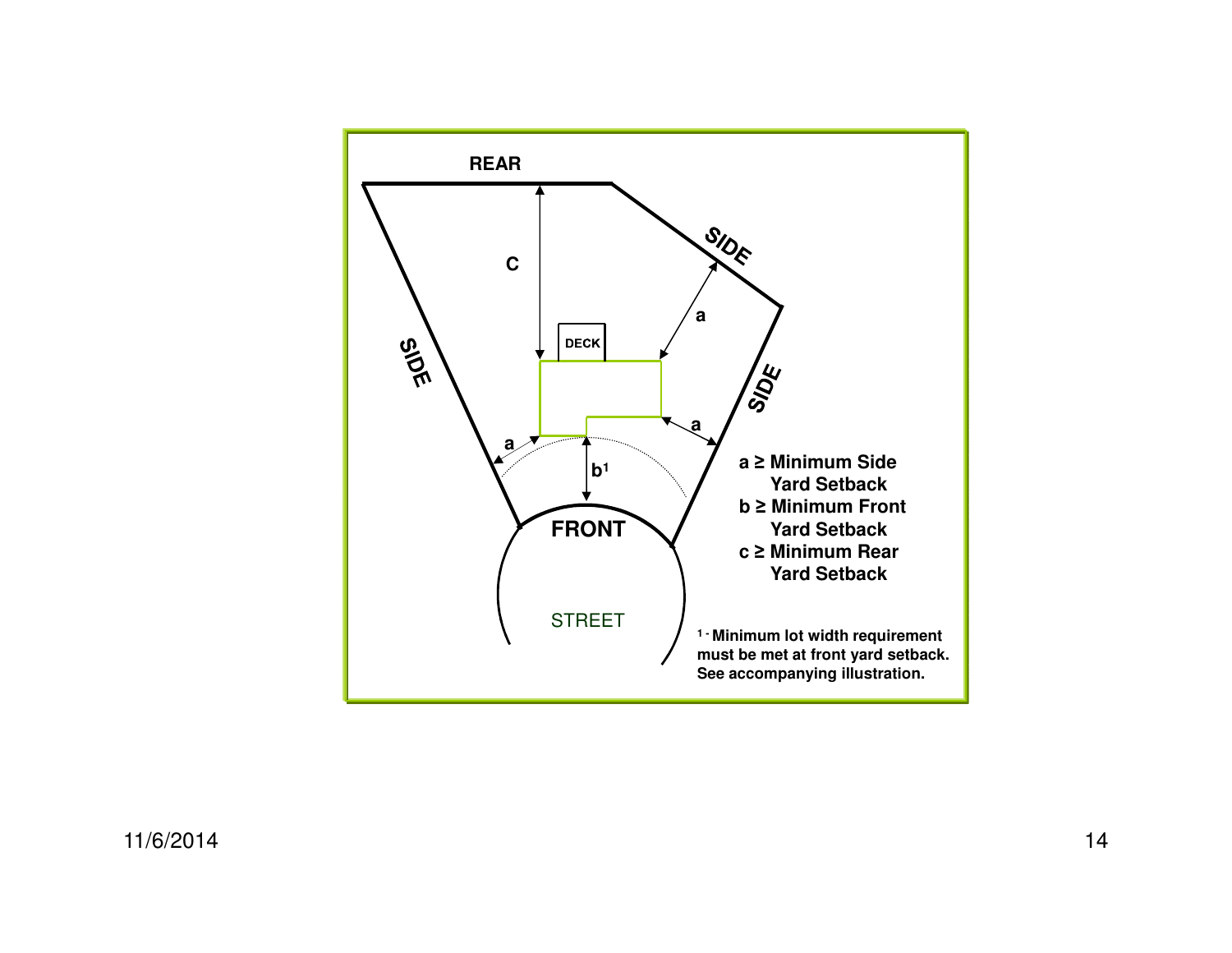REAR

C

SIDE

SIDE

SIDE

DECK

a

a

a

b[1]

FRONT

STREET

a ≥ Minimum Side Yard Setback
b ≥ Minimum Front Yard Setback
c ≥ Minimum Rear Yard Setback

[1] - Minimum lot width requirement must be met at front yard setback. See accompanying illustration.

11/6/2014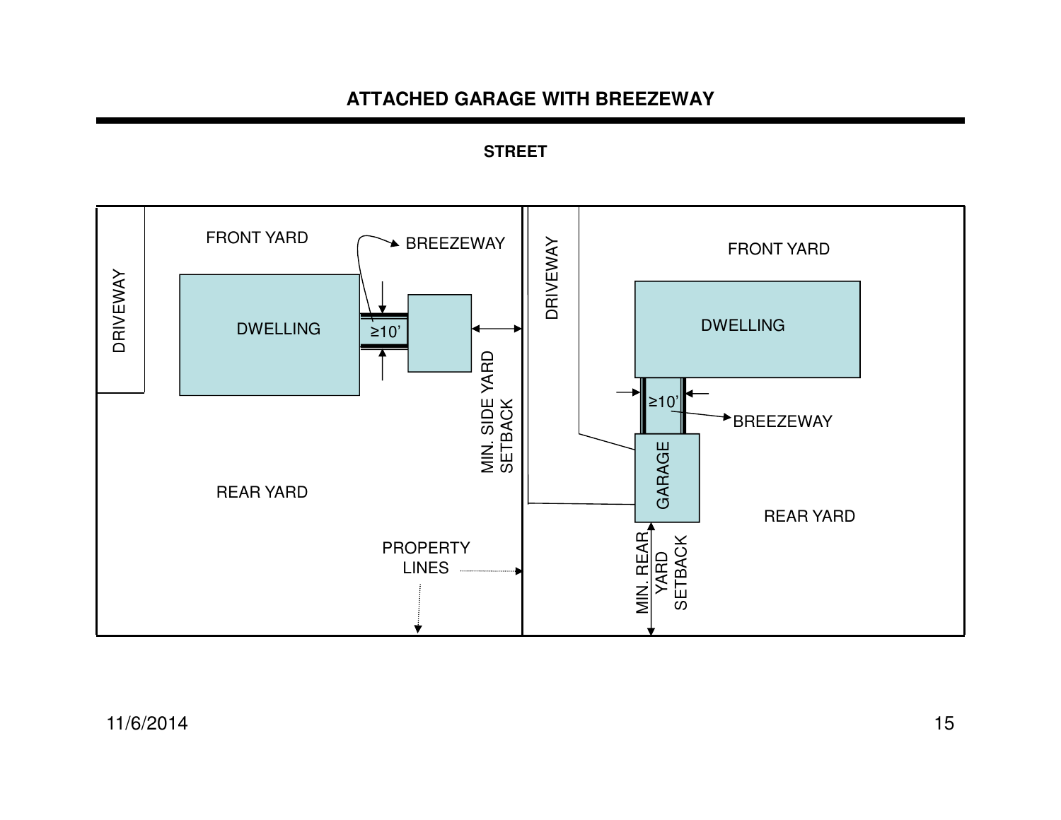## ATTACHED GARAGE WITH BREEZEWAY

STREET

FRONT YARD

BREEZEWAY

DRIVEWAY

DWELLING

≥10'

MIN. SIDE YARD SETBACK

REAR YARD

PROPERTY LINES

DRIVEWAY

FRONT YARD

DWELLING

≥10'

BREEZEWAY

GARAGE

REAR YARD

MIN. REAR YARD SETBACK

11/6/2014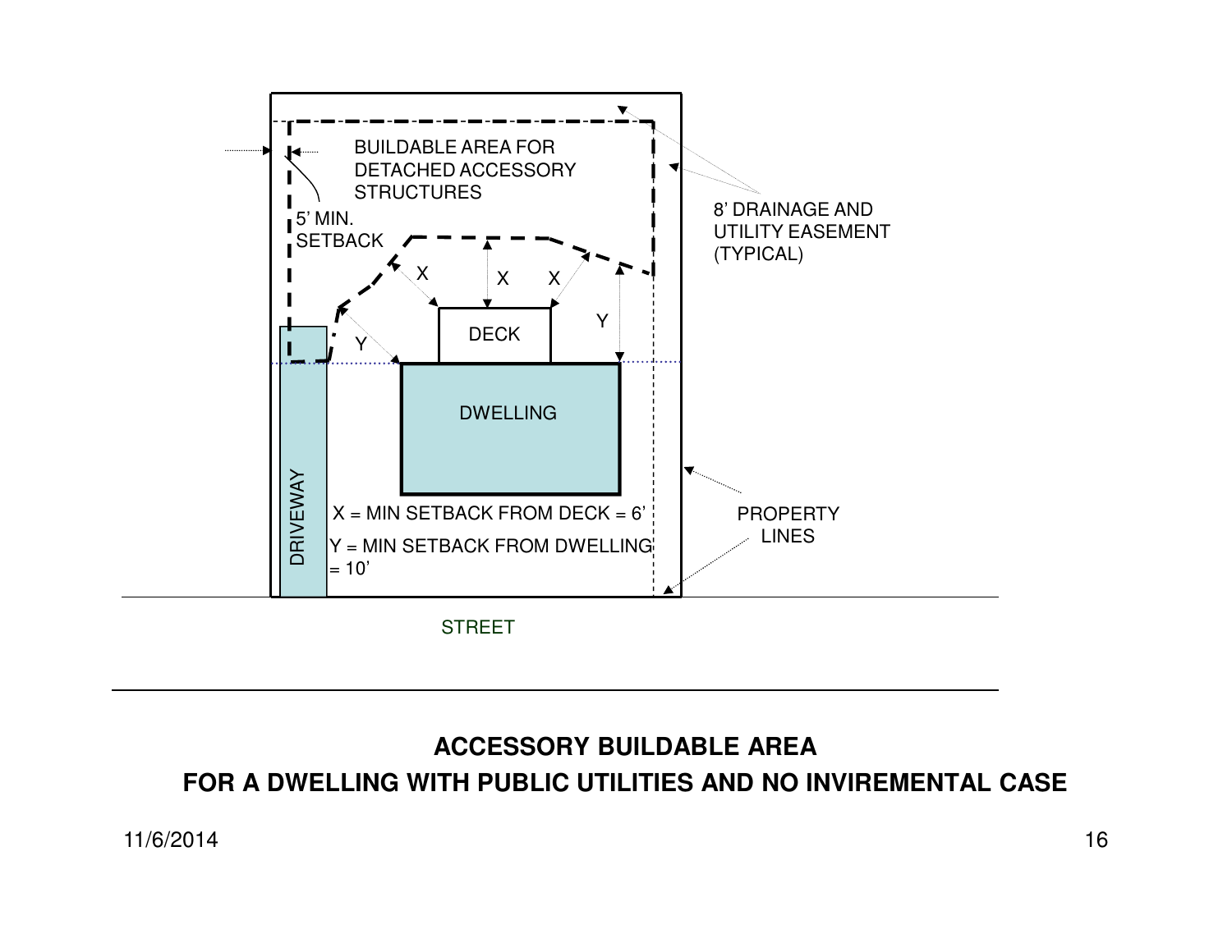BUILDABLE AREA FOR DETACHED ACCESSORY STRUCTURES

5' MIN. SETBACK

8' DRAINAGE AND UTILITY EASEMENT (TYPICAL)

X

X

X

Y

Y

DECK

DWELLING

DRIVEWAY

X = MIN SETBACK FROM DECK = 6'

Y = MIN SETBACK FROM DWELLING = 10'

PROPERTY LINES

STREET

**ACCESSORY BUILDABLE AREA**

**FOR A DWELLING WITH PUBLIC UTILITIES AND NO INVIREMENTAL CASE**

11/6/2014